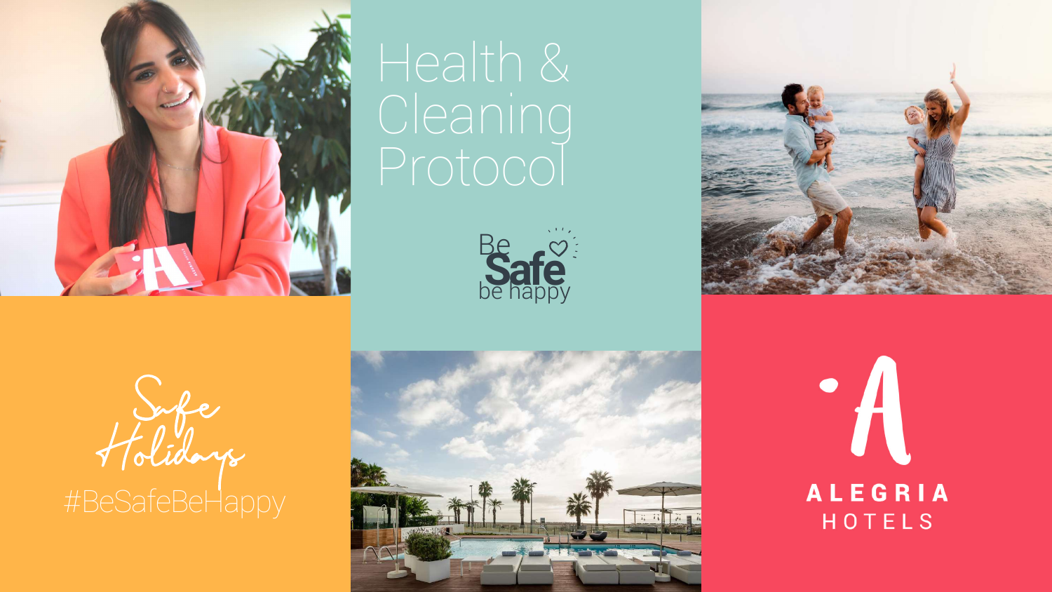# Health & Cleaning Protocol

Be Safe be happy

Safe Holidays

#BeSafeBeHappy

ALEGRIA HOTELS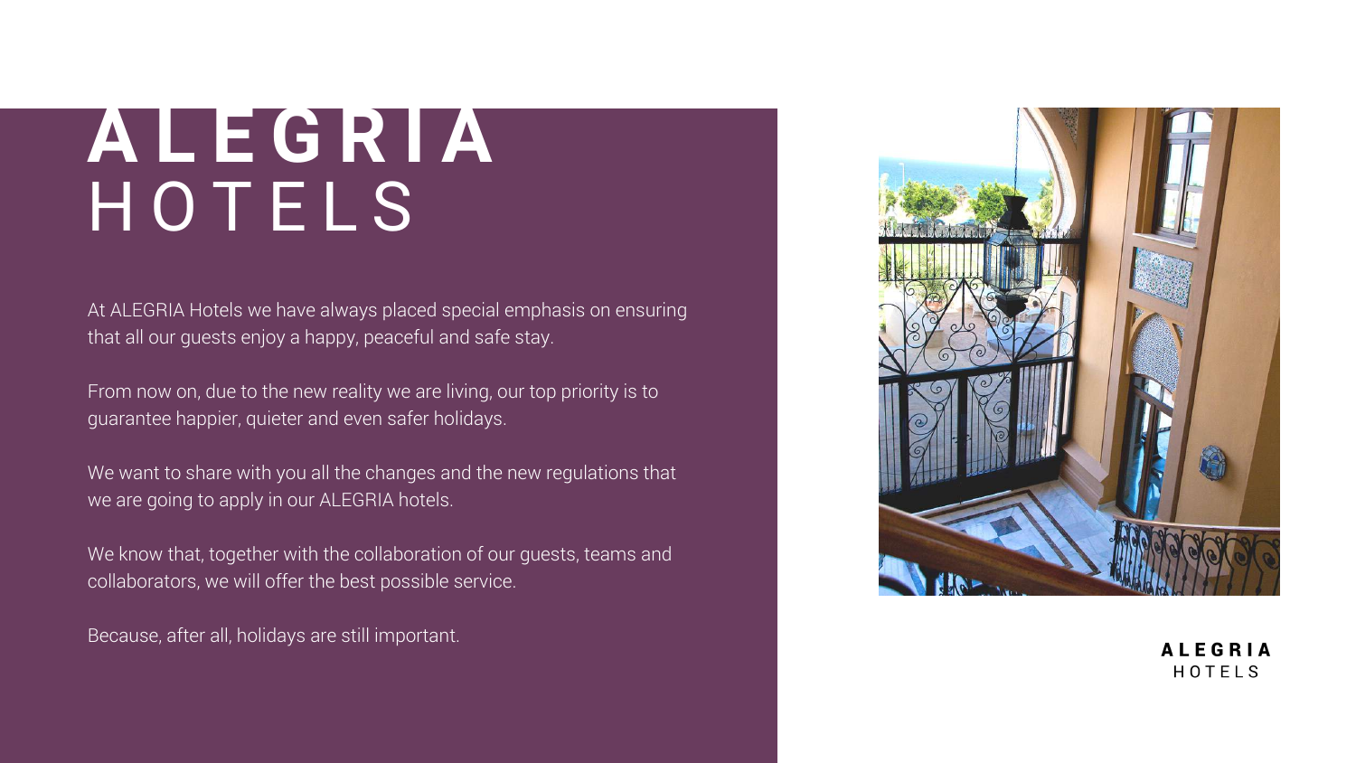# ALEGRIA HOTELS

At ALEGRIA Hotels we have always placed special emphasis on ensuring that all our guests enjoy a happy, peaceful and safe stay.

From now on, due to the new reality we are living, our top priority is to guarantee happier, quieter and even safer holidays.

We want to share with you all the changes and the new regulations that we are going to apply in our ALEGRIA hotels.

We know that, together with the collaboration of our guests, teams and collaborators, we will offer the best possible service.

Because, after all, holidays are still important.

ALEGRIA HOTELS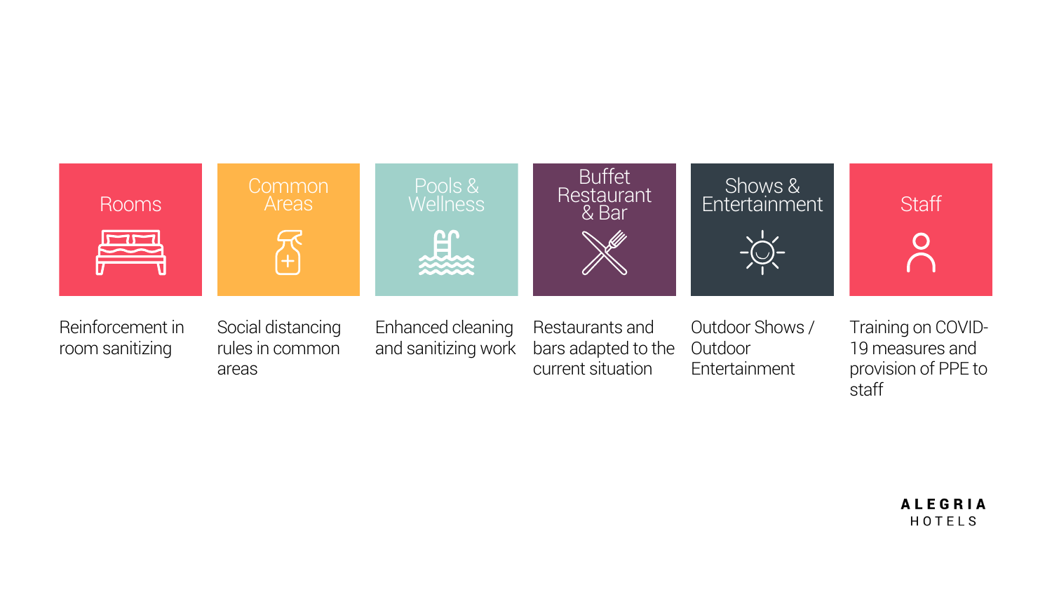### Rooms

Reinforcement in room sanitizing

### Common Areas

Social distancing rules in common areas

### Pools & Wellness

Enhanced cleaning and sanitizing work

### Buffet Restaurant & Bar

Restaurants and bars adapted to the current situation

### Shows & Entertainment

Outdoor Shows / Outdoor Entertainment

### Staff

Training on COVID-19 measures and provision of PPE to staff

ALEGRIA HOTELS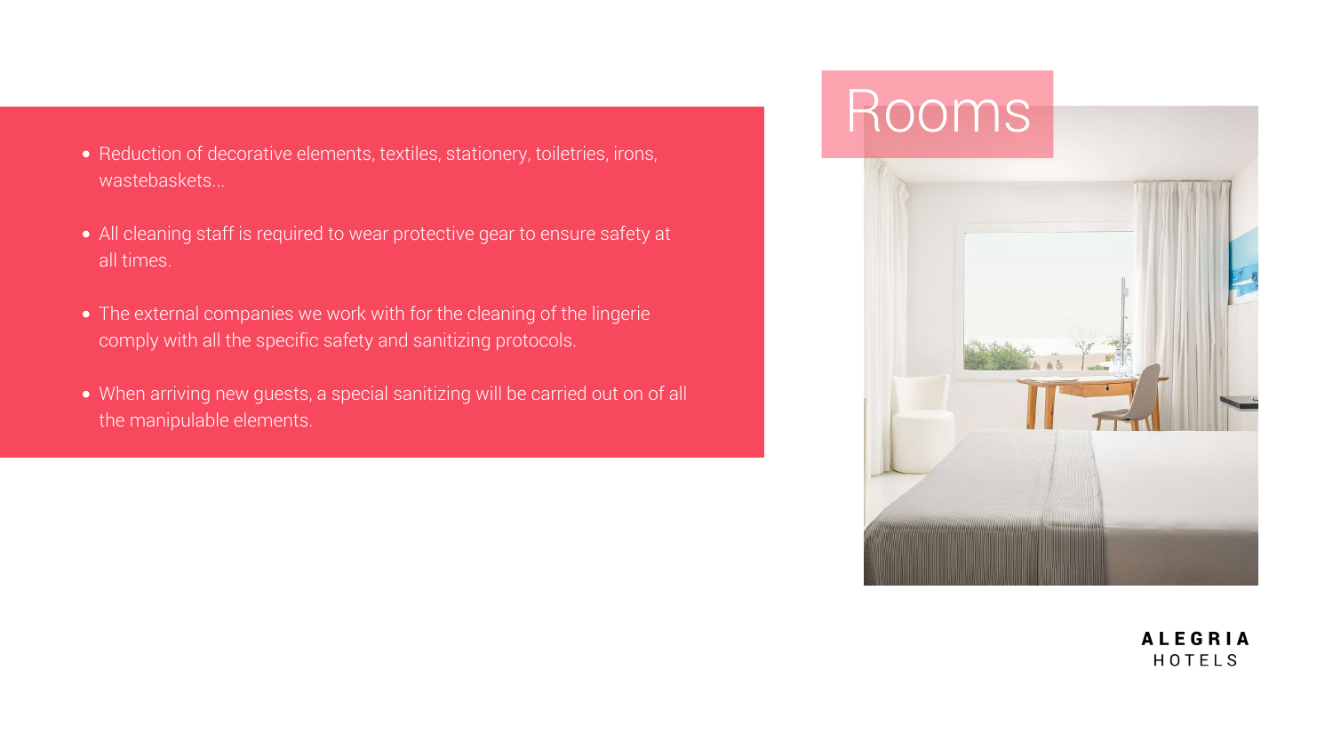# Rooms

- Reduction of decorative elements, textiles, stationery, toiletries, irons, wastebaskets...
- All cleaning staff is required to wear protective gear to ensure safety at all times.
- The external companies we work with for the cleaning of the lingerie comply with all the specific safety and sanitizing protocols.
- When arriving new guests, a special sanitizing will be carried out on of all the manipulable elements.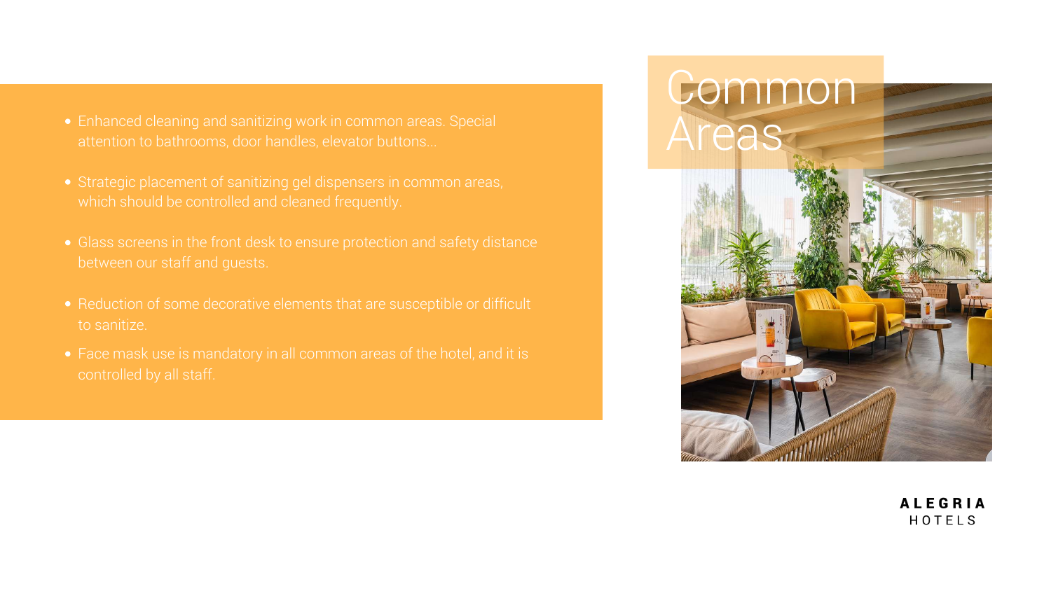# Common Areas

- Enhanced cleaning and sanitizing work in common areas. Special attention to bathrooms, door handles, elevator buttons...
- Strategic placement of sanitizing gel dispensers in common areas, which should be controlled and cleaned frequently.
- Glass screens in the front desk to ensure protection and safety distance between our staff and guests.
- Reduction of some decorative elements that are susceptible or difficult to sanitize.
- Face mask use is mandatory in all common areas of the hotel, and it is controlled by all staff.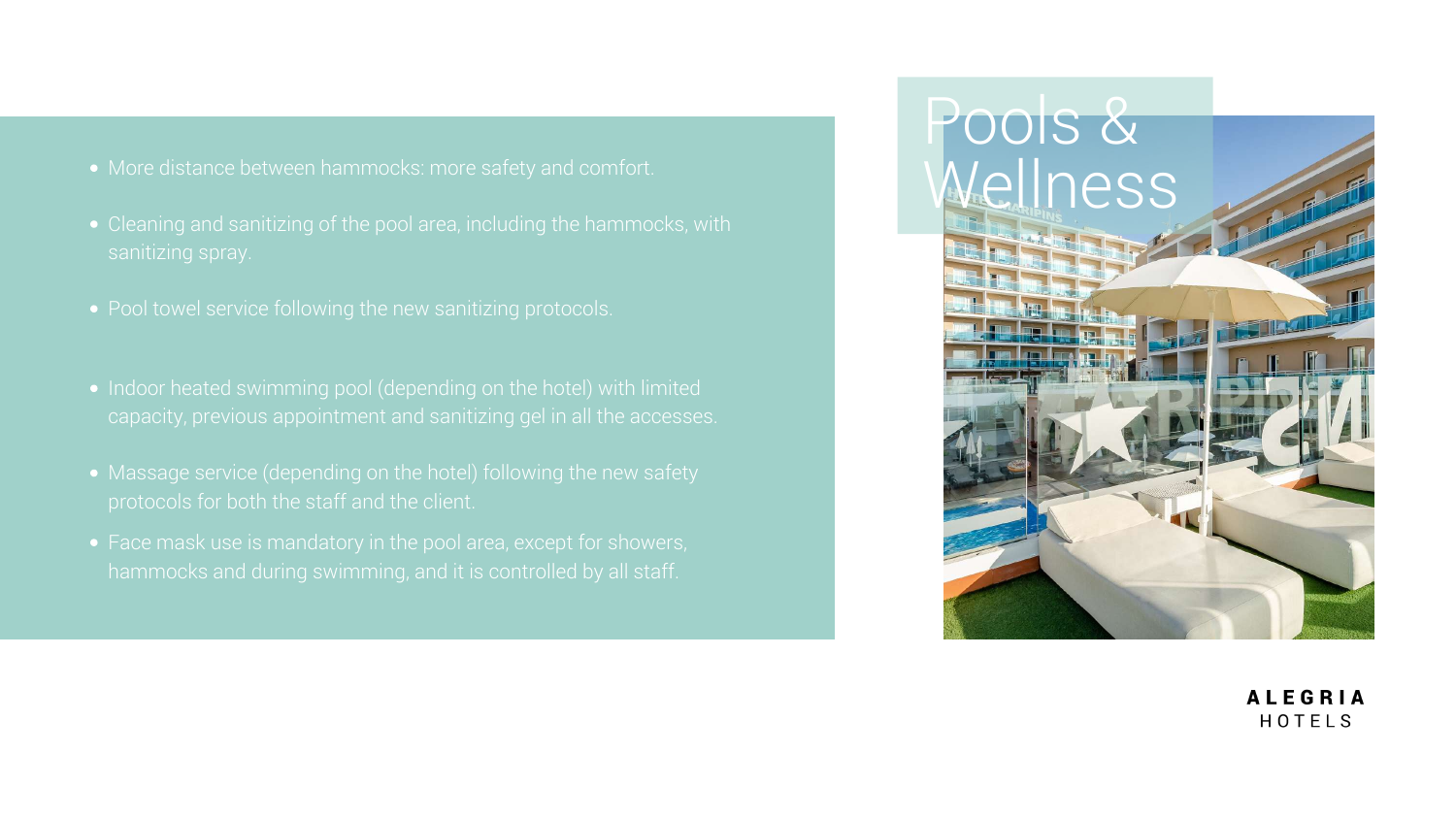# Pools & Wellness

- More distance between hammocks: more safety and comfort.
- Cleaning and sanitizing of the pool area, including the hammocks, with sanitizing spray.
- Pool towel service following the new sanitizing protocols.
- Indoor heated swimming pool (depending on the hotel) with limited capacity, previous appointment and sanitizing gel in all the accesses.
- Massage service (depending on the hotel) following the new safety protocols for both the staff and the client.
- Face mask use is mandatory in the pool area, except for showers, hammocks and during swimming, and it is controlled by all staff.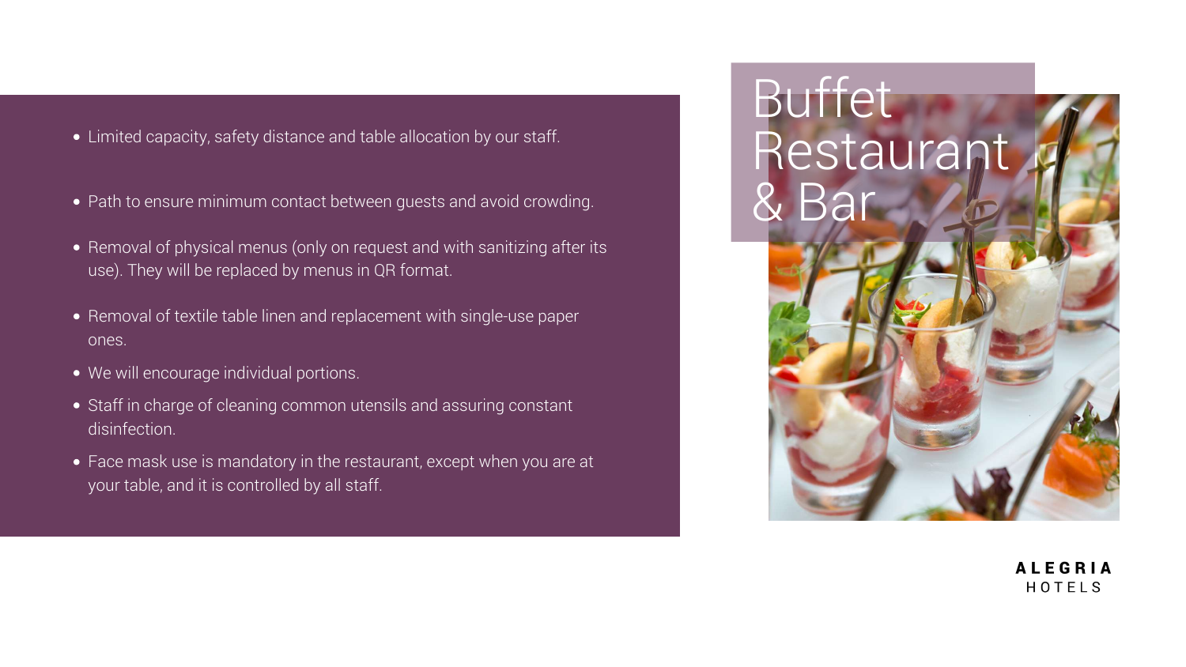# Buffet Restaurant & Bar

- Limited capacity, safety distance and table allocation by our staff.
- Path to ensure minimum contact between guests and avoid crowding.
- Removal of physical menus (only on request and with sanitizing after its use). They will be replaced by menus in QR format.
- Removal of textile table linen and replacement with single-use paper ones.
- We will encourage individual portions.
- Staff in charge of cleaning common utensils and assuring constant disinfection.
- Face mask use is mandatory in the restaurant, except when you are at your table, and it is controlled by all staff.

ALEGRIA
HOTELS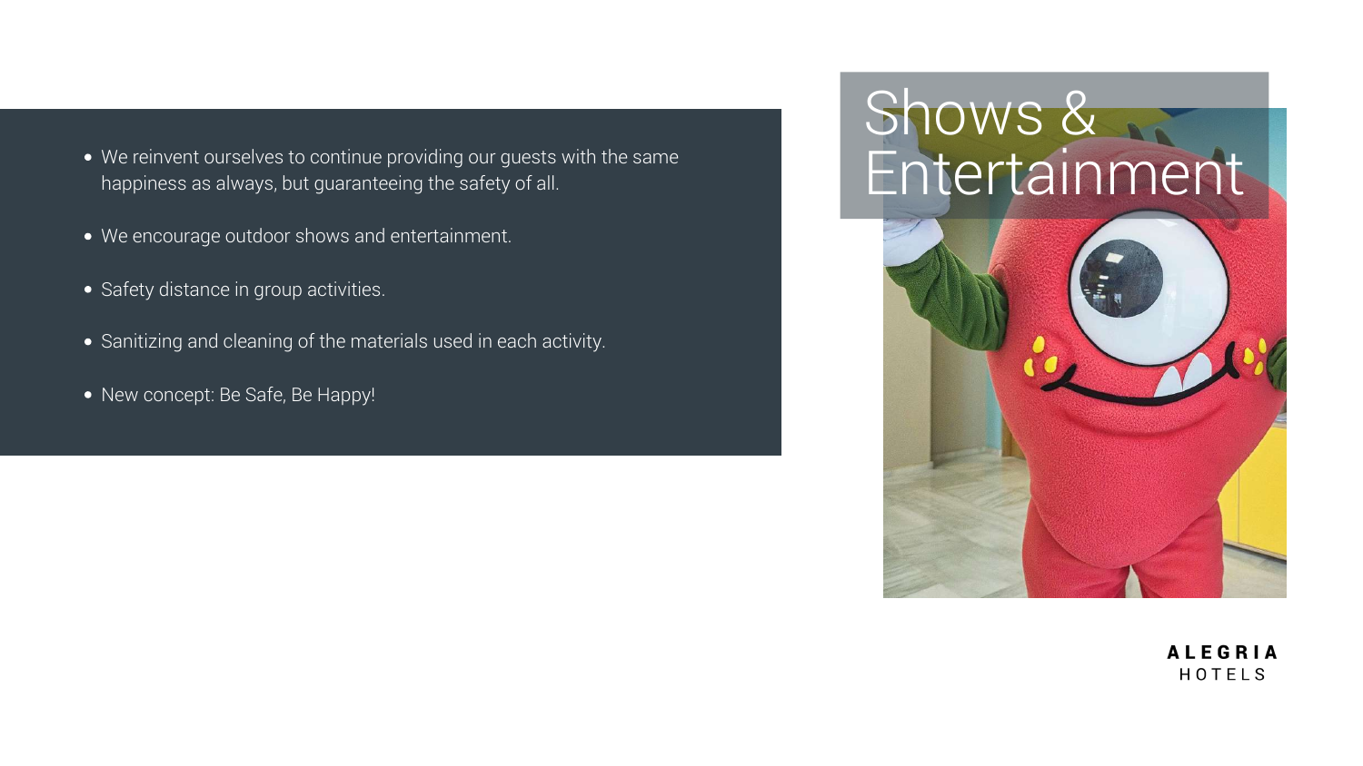# Shows & Entertainment

- We reinvent ourselves to continue providing our guests with the same happiness as always, but guaranteeing the safety of all.
- We encourage outdoor shows and entertainment.
- Safety distance in group activities.
- Sanitizing and cleaning of the materials used in each activity.
- New concept: Be Safe, Be Happy!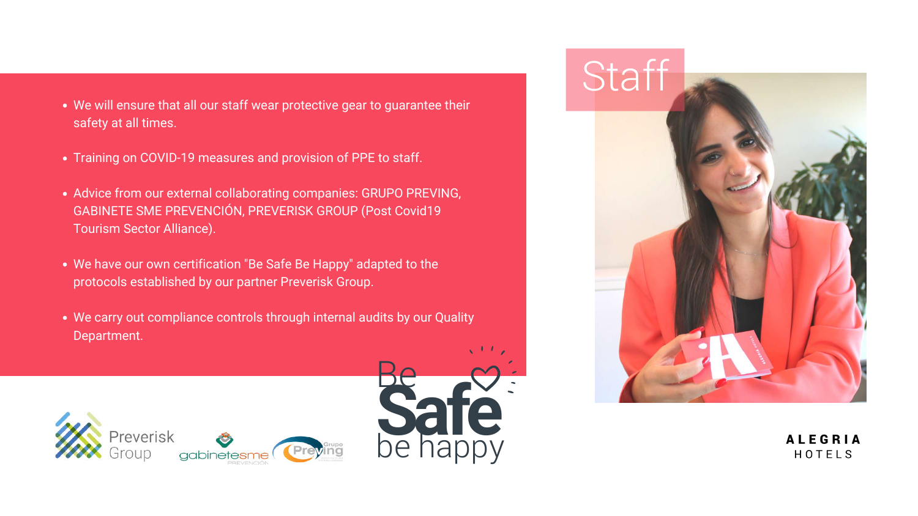# Staff

- We will ensure that all our staff wear protective gear to guarantee their safety at all times.
- Training on COVID-19 measures and provision of PPE to staff.
- Advice from our external collaborating companies: GRUPO PREVING, GABINETE SME PREVENCIÓN, PREVERISK GROUP (Post Covid19 Tourism Sector Alliance).
- We have our own certification "Be Safe Be Happy" adapted to the protocols established by our partner Preverisk Group.
- We carry out compliance controls through internal audits by our Quality Department.

Preverisk Group

gabinetesme PREVENCIÓN

Grupo Preving

Be Safe be happy

ALEGRIA HOTELS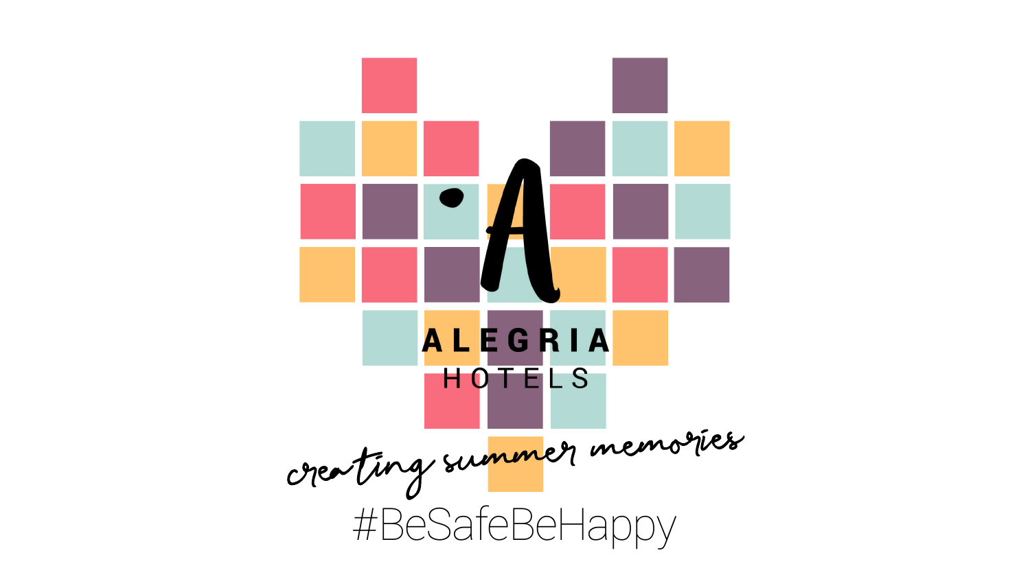ALEGRIA HOTELS

creating summer memories

#BeSafeBeHappy